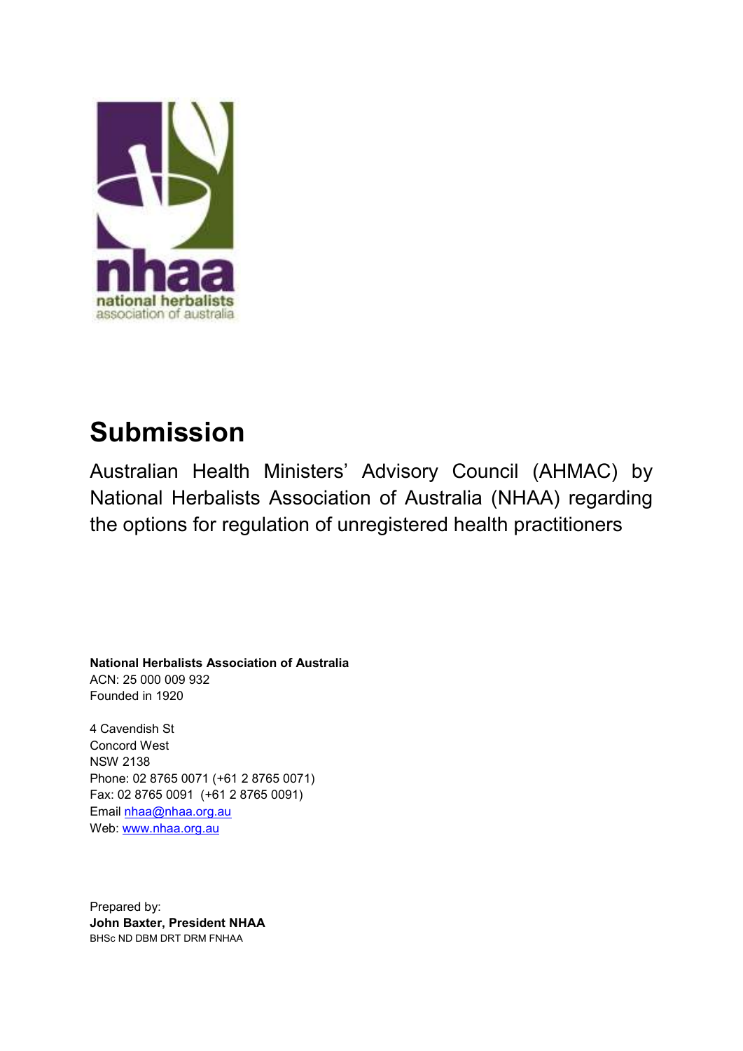nhaa
national herbalists
association of australia

# Submission

Australian Health Ministers' Advisory Council (AHMAC) by National Herbalists Association of Australia (NHAA) regarding the options for regulation of unregistered health practitioners

**National Herbalists Association of Australia**
ACN: 25 000 009 932
Founded in 1920

4 Cavendish St
Concord West
NSW 2138
Phone: 02 8765 0071 (+61 2 8765 0071)
Fax: 02 8765 0091 (+61 2 8765 0091)
Email nhaa@nhaa.org.au
Web: www.nhaa.org.au

Prepared by:
**John Baxter, President NHAA**
BHSc ND DBM DRT DRM FNHAA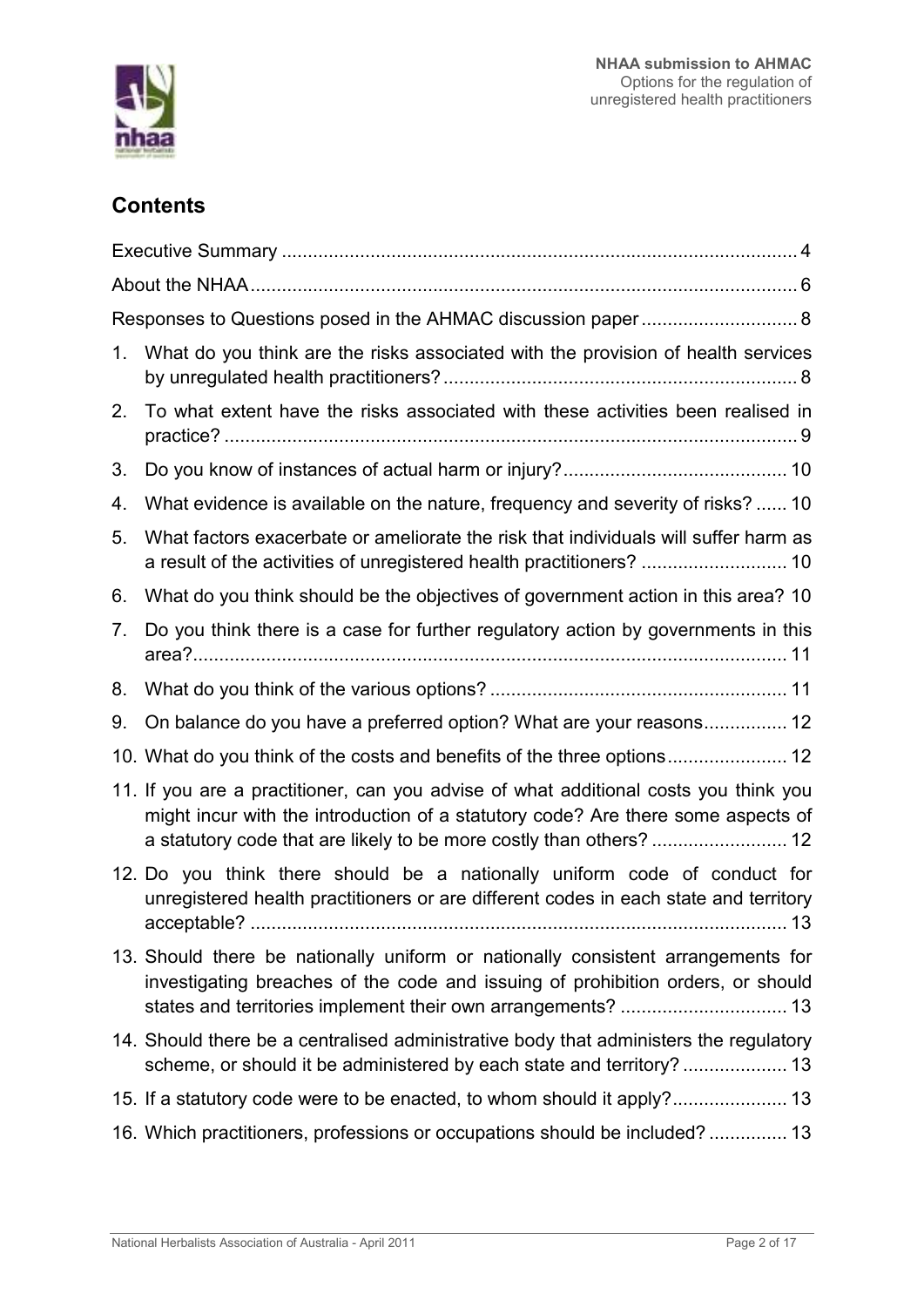## Contents

Executive Summary .......... 4

About the NHAA .......... 6

Responses to Questions posed in the AHMAC discussion paper .......... 8

1. What do you think are the risks associated with the provision of health services by unregulated health practitioners? .......... 8
2. To what extent have the risks associated with these activities been realised in practice? .......... 9
3. Do you know of instances of actual harm or injury? .......... 10
4. What evidence is available on the nature, frequency and severity of risks? .......... 10
5. What factors exacerbate or ameliorate the risk that individuals will suffer harm as a result of the activities of unregistered health practitioners? .......... 10
6. What do you think should be the objectives of government action in this area? 10
7. Do you think there is a case for further regulatory action by governments in this area? .......... 11
8. What do you think of the various options? .......... 11
9. On balance do you have a preferred option? What are your reasons .......... 12
10. What do you think of the costs and benefits of the three options .......... 12
11. If you are a practitioner, can you advise of what additional costs you think you might incur with the introduction of a statutory code? Are there some aspects of a statutory code that are likely to be more costly than others? .......... 12
12. Do you think there should be a nationally uniform code of conduct for unregistered health practitioners or are different codes in each state and territory acceptable? .......... 13
13. Should there be nationally uniform or nationally consistent arrangements for investigating breaches of the code and issuing of prohibition orders, or should states and territories implement their own arrangements? .......... 13
14. Should there be a centralised administrative body that administers the regulatory scheme, or should it be administered by each state and territory? .......... 13
15. If a statutory code were to be enacted, to whom should it apply? .......... 13
16. Which practitioners, professions or occupations should be included? .......... 13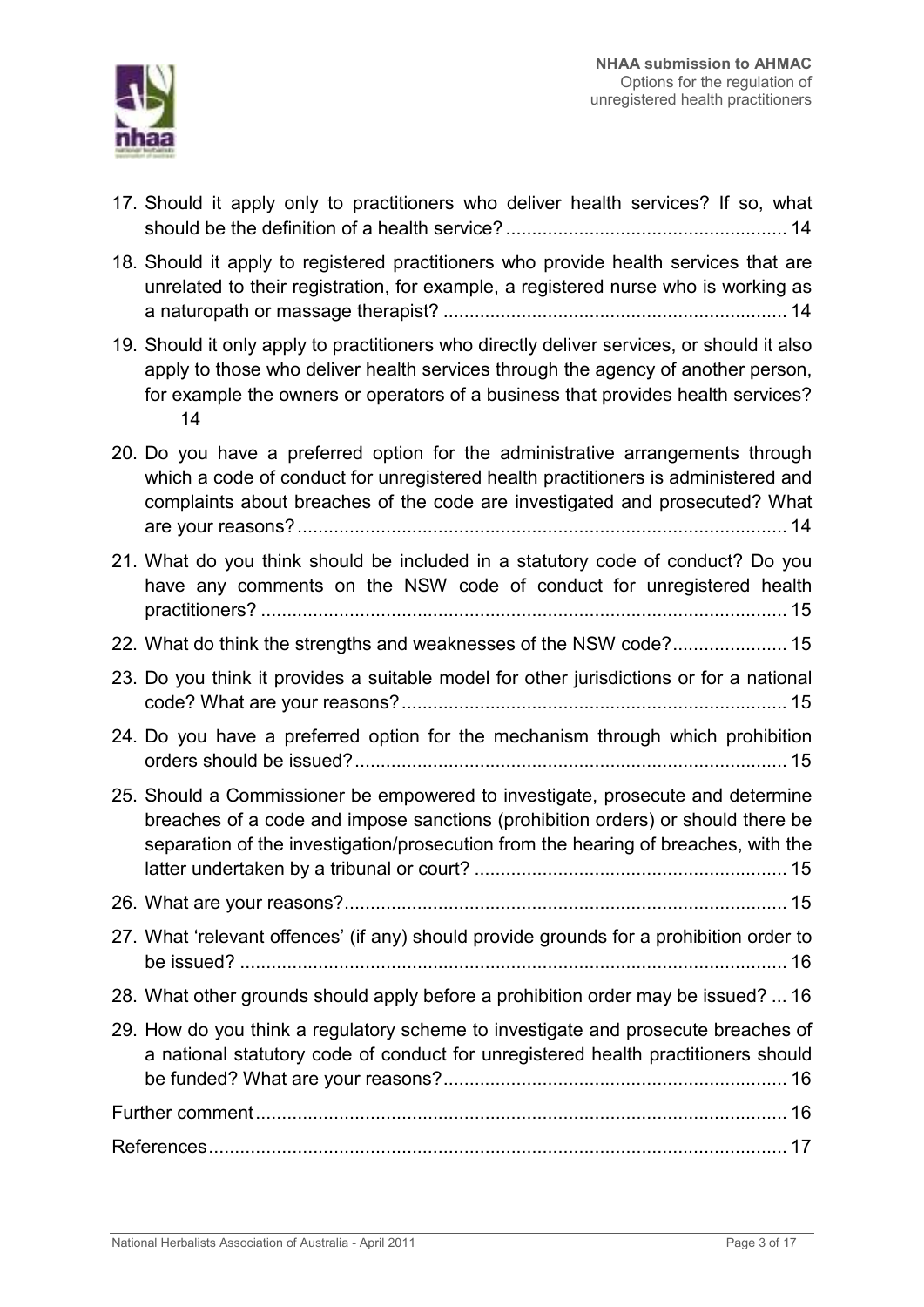17. Should it apply only to practitioners who deliver health services? If so, what should be the definition of a health service? ..................................................... 14
18. Should it apply to registered practitioners who provide health services that are unrelated to their registration, for example, a registered nurse who is working as a naturopath or massage therapist? .................................................................. 14
19. Should it only apply to practitioners who directly deliver services, or should it also apply to those who deliver health services through the agency of another person, for example the owners or operators of a business that provides health services? 14
20. Do you have a preferred option for the administrative arrangements through which a code of conduct for unregistered health practitioners is administered and complaints about breaches of the code are investigated and prosecuted? What are your reasons? ............................................................................................ 14
21. What do you think should be included in a statutory code of conduct? Do you have any comments on the NSW code of conduct for unregistered health practitioners? .................................................................................................... 15
22. What do think the strengths and weaknesses of the NSW code? ...................... 15
23. Do you think it provides a suitable model for other jurisdictions or for a national code? What are your reasons? .......................................................................... 15
24. Do you have a preferred option for the mechanism through which prohibition orders should be issued? .................................................................................. 15
25. Should a Commissioner be empowered to investigate, prosecute and determine breaches of a code and impose sanctions (prohibition orders) or should there be separation of the investigation/prosecution from the hearing of breaches, with the latter undertaken by a tribunal or court? ............................................................ 15
26. What are your reasons? .................................................................................... 15
27. What 'relevant offences' (if any) should provide grounds for a prohibition order to be issued? ......................................................................................................... 16
28. What other grounds should apply before a prohibition order may be issued? ... 16
29. How do you think a regulatory scheme to investigate and prosecute breaches of a national statutory code of conduct for unregistered health practitioners should be funded? What are your reasons? .................................................................. 16

Further comment ...................................................................................................... 16

References .............................................................................................................. 17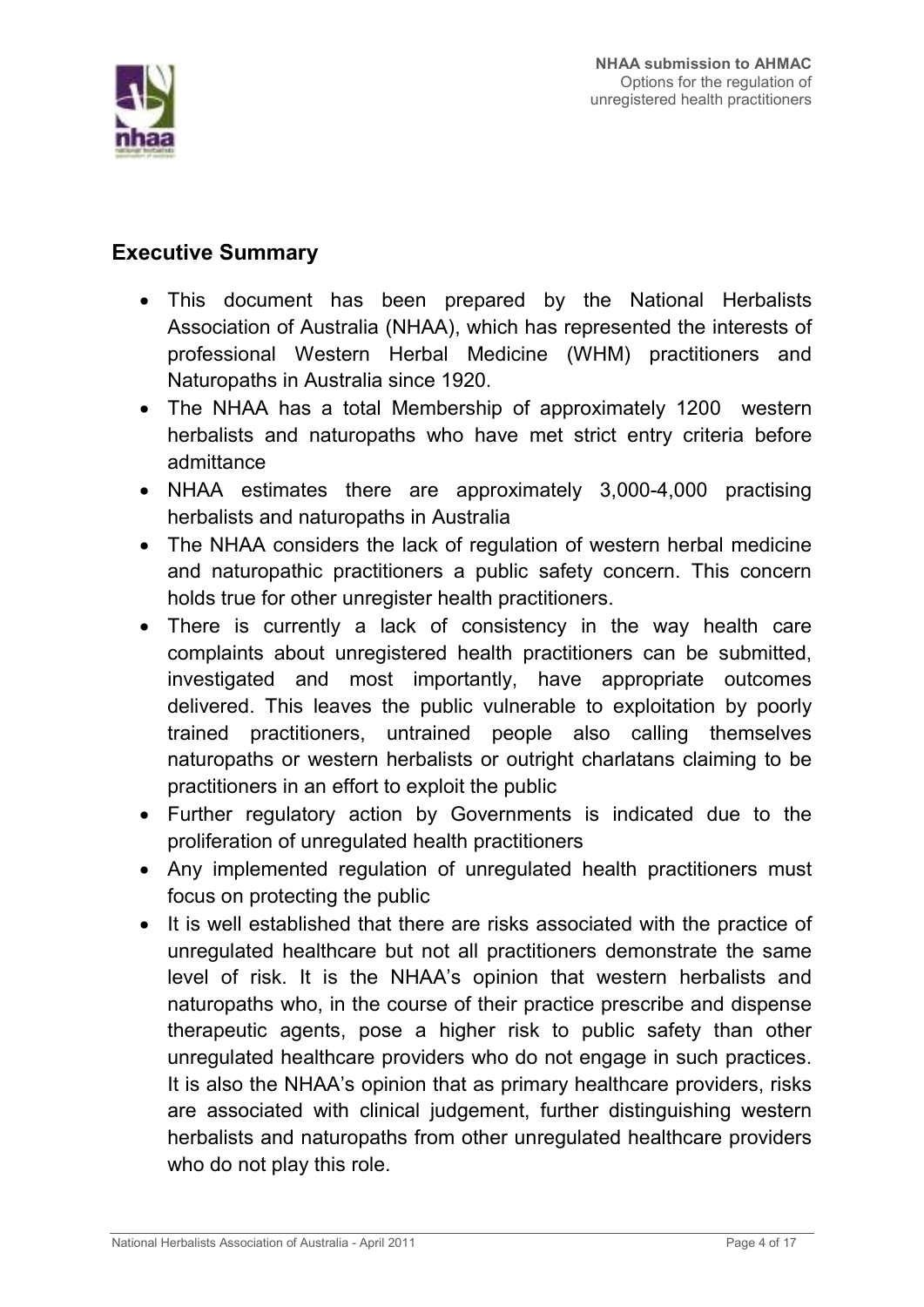## Executive Summary

- This document has been prepared by the National Herbalists Association of Australia (NHAA), which has represented the interests of professional Western Herbal Medicine (WHM) practitioners and Naturopaths in Australia since 1920.
- The NHAA has a total Membership of approximately 1200 western herbalists and naturopaths who have met strict entry criteria before admittance
- NHAA estimates there are approximately 3,000-4,000 practising herbalists and naturopaths in Australia
- The NHAA considers the lack of regulation of western herbal medicine and naturopathic practitioners a public safety concern. This concern holds true for other unregister health practitioners.
- There is currently a lack of consistency in the way health care complaints about unregistered health practitioners can be submitted, investigated and most importantly, have appropriate outcomes delivered. This leaves the public vulnerable to exploitation by poorly trained practitioners, untrained people also calling themselves naturopaths or western herbalists or outright charlatans claiming to be practitioners in an effort to exploit the public
- Further regulatory action by Governments is indicated due to the proliferation of unregulated health practitioners
- Any implemented regulation of unregulated health practitioners must focus on protecting the public
- It is well established that there are risks associated with the practice of unregulated healthcare but not all practitioners demonstrate the same level of risk. It is the NHAA's opinion that western herbalists and naturopaths who, in the course of their practice prescribe and dispense therapeutic agents, pose a higher risk to public safety than other unregulated healthcare providers who do not engage in such practices. It is also the NHAA's opinion that as primary healthcare providers, risks are associated with clinical judgement, further distinguishing western herbalists and naturopaths from other unregulated healthcare providers who do not play this role.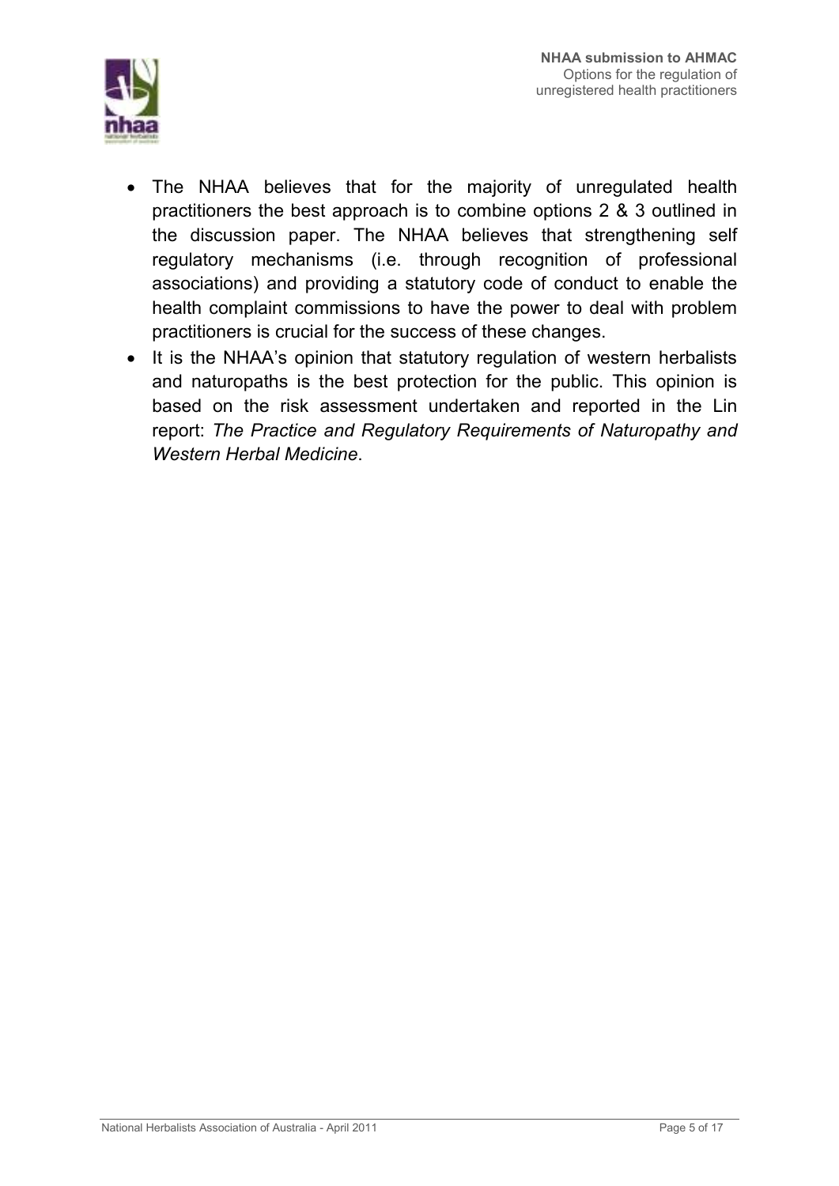- The NHAA believes that for the majority of unregulated health practitioners the best approach is to combine options 2 & 3 outlined in the discussion paper. The NHAA believes that strengthening self regulatory mechanisms (i.e. through recognition of professional associations) and providing a statutory code of conduct to enable the health complaint commissions to have the power to deal with problem practitioners is crucial for the success of these changes.
- It is the NHAA's opinion that statutory regulation of western herbalists and naturopaths is the best protection for the public. This opinion is based on the risk assessment undertaken and reported in the Lin report: *The Practice and Regulatory Requirements of Naturopathy and Western Herbal Medicine*.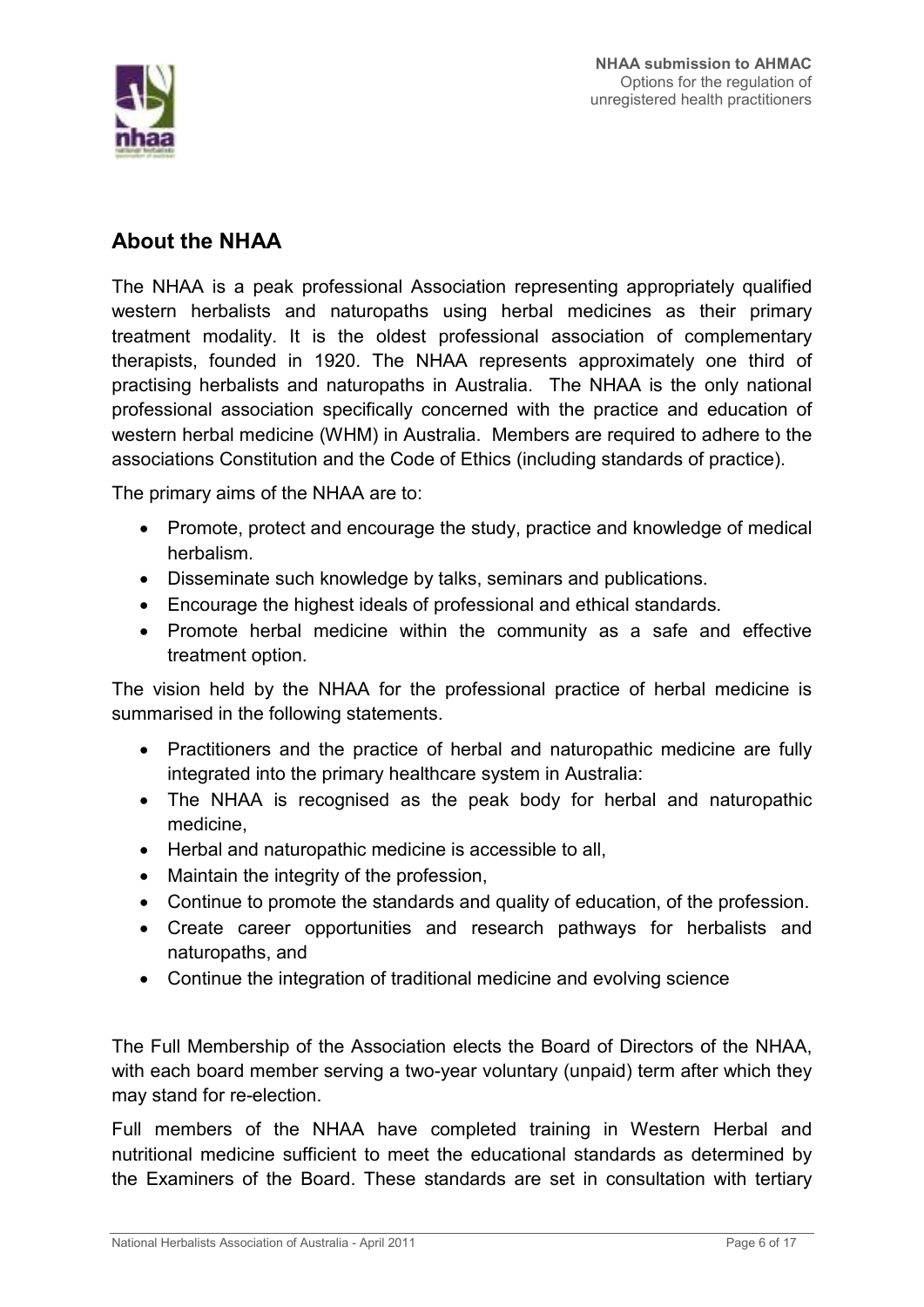## About the NHAA

The NHAA is a peak professional Association representing appropriately qualified western herbalists and naturopaths using herbal medicines as their primary treatment modality. It is the oldest professional association of complementary therapists, founded in 1920. The NHAA represents approximately one third of practising herbalists and naturopaths in Australia. The NHAA is the only national professional association specifically concerned with the practice and education of western herbal medicine (WHM) in Australia. Members are required to adhere to the associations Constitution and the Code of Ethics (including standards of practice).

The primary aims of the NHAA are to:

- Promote, protect and encourage the study, practice and knowledge of medical herbalism.
- Disseminate such knowledge by talks, seminars and publications.
- Encourage the highest ideals of professional and ethical standards.
- Promote herbal medicine within the community as a safe and effective treatment option.

The vision held by the NHAA for the professional practice of herbal medicine is summarised in the following statements.

- Practitioners and the practice of herbal and naturopathic medicine are fully integrated into the primary healthcare system in Australia:
- The NHAA is recognised as the peak body for herbal and naturopathic medicine,
- Herbal and naturopathic medicine is accessible to all,
- Maintain the integrity of the profession,
- Continue to promote the standards and quality of education, of the profession.
- Create career opportunities and research pathways for herbalists and naturopaths, and
- Continue the integration of traditional medicine and evolving science

The Full Membership of the Association elects the Board of Directors of the NHAA, with each board member serving a two-year voluntary (unpaid) term after which they may stand for re-election.

Full members of the NHAA have completed training in Western Herbal and nutritional medicine sufficient to meet the educational standards as determined by the Examiners of the Board. These standards are set in consultation with tertiary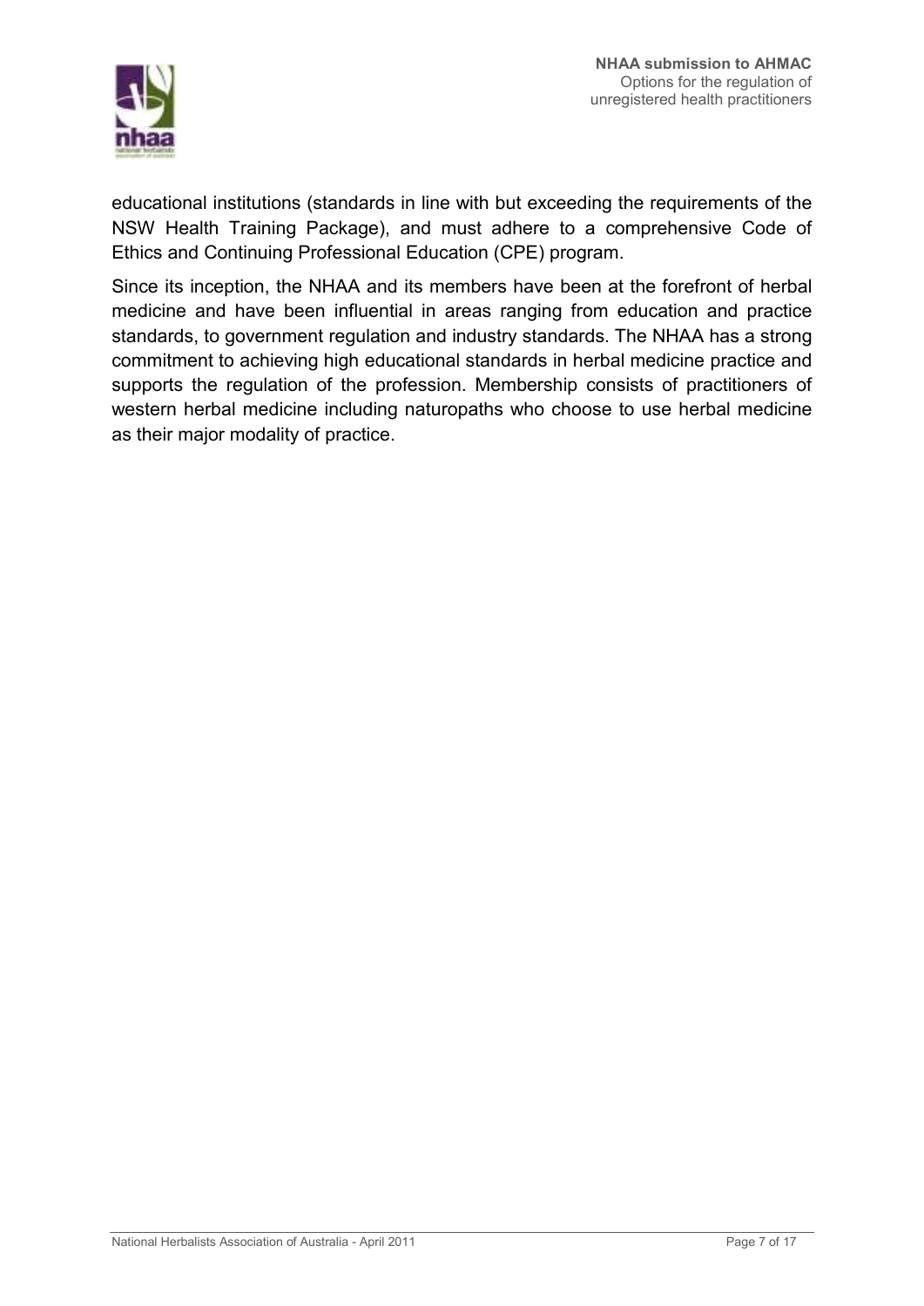educational institutions (standards in line with but exceeding the requirements of the NSW Health Training Package), and must adhere to a comprehensive Code of Ethics and Continuing Professional Education (CPE) program.

Since its inception, the NHAA and its members have been at the forefront of herbal medicine and have been influential in areas ranging from education and practice standards, to government regulation and industry standards. The NHAA has a strong commitment to achieving high educational standards in herbal medicine practice and supports the regulation of the profession. Membership consists of practitioners of western herbal medicine including naturopaths who choose to use herbal medicine as their major modality of practice.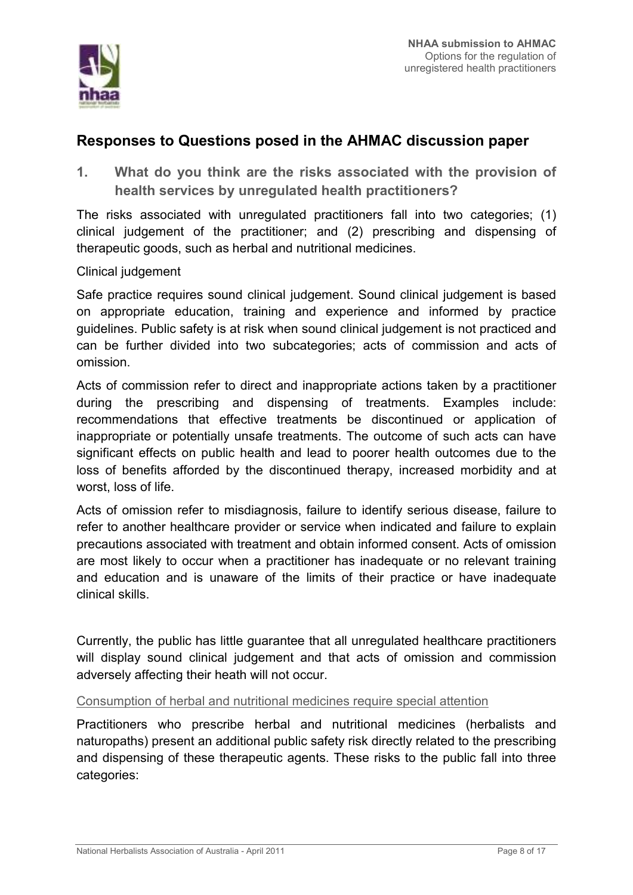## Responses to Questions posed in the AHMAC discussion paper

### 1. What do you think are the risks associated with the provision of health services by unregulated health practitioners?

The risks associated with unregulated practitioners fall into two categories; (1) clinical judgement of the practitioner; and (2) prescribing and dispensing of therapeutic goods, such as herbal and nutritional medicines.

Clinical judgement

Safe practice requires sound clinical judgement. Sound clinical judgement is based on appropriate education, training and experience and informed by practice guidelines. Public safety is at risk when sound clinical judgement is not practiced and can be further divided into two subcategories; acts of commission and acts of omission.

Acts of commission refer to direct and inappropriate actions taken by a practitioner during the prescribing and dispensing of treatments. Examples include: recommendations that effective treatments be discontinued or application of inappropriate or potentially unsafe treatments. The outcome of such acts can have significant effects on public health and lead to poorer health outcomes due to the loss of benefits afforded by the discontinued therapy, increased morbidity and at worst, loss of life.

Acts of omission refer to misdiagnosis, failure to identify serious disease, failure to refer to another healthcare provider or service when indicated and failure to explain precautions associated with treatment and obtain informed consent. Acts of omission are most likely to occur when a practitioner has inadequate or no relevant training and education and is unaware of the limits of their practice or have inadequate clinical skills.

Currently, the public has little guarantee that all unregulated healthcare practitioners will display sound clinical judgement and that acts of omission and commission adversely affecting their heath will not occur.

Consumption of herbal and nutritional medicines require special attention

Practitioners who prescribe herbal and nutritional medicines (herbalists and naturopaths) present an additional public safety risk directly related to the prescribing and dispensing of these therapeutic agents. These risks to the public fall into three categories: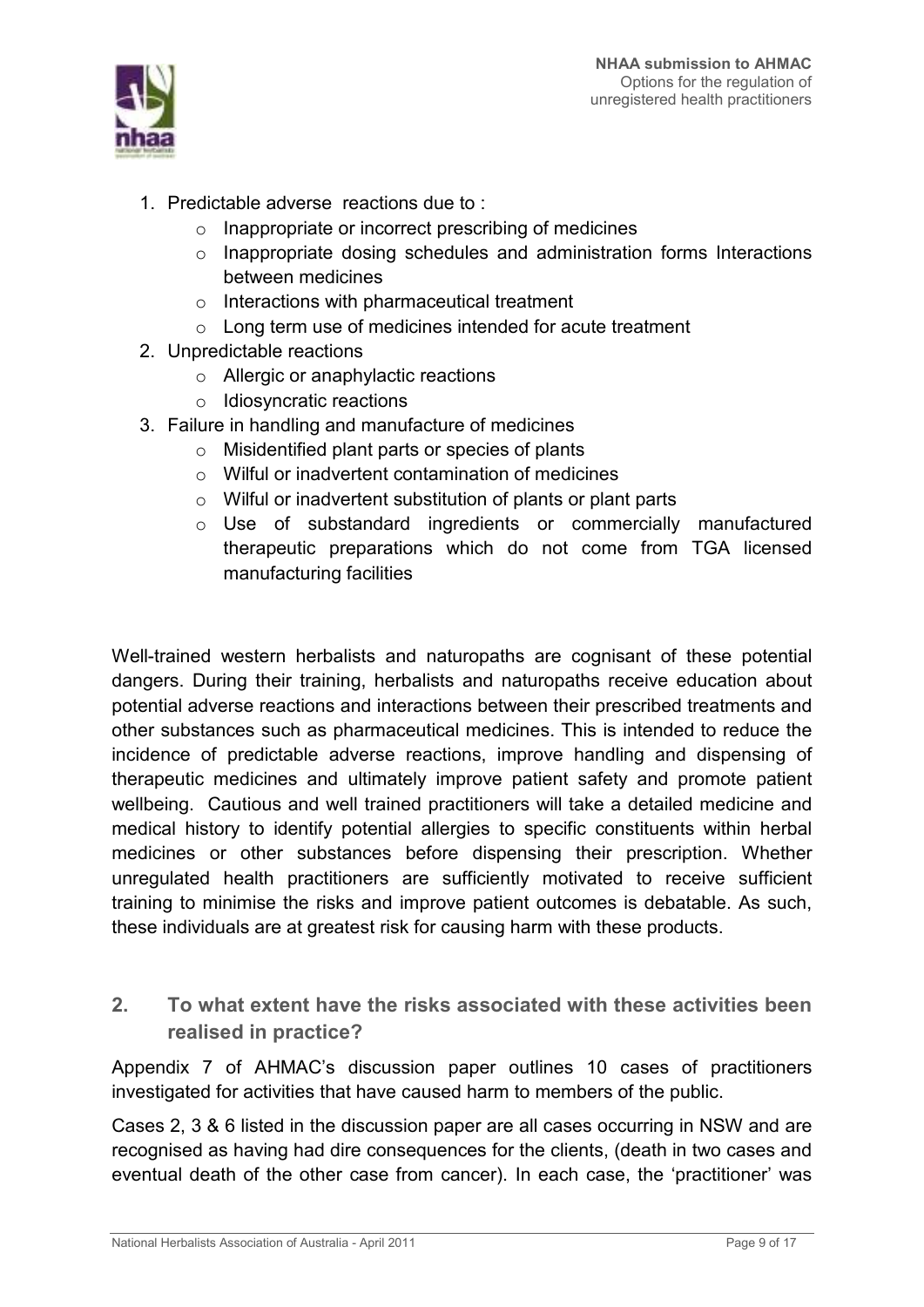1. Predictable adverse reactions due to :
    - Inappropriate or incorrect prescribing of medicines
    - Inappropriate dosing schedules and administration forms Interactions between medicines
    - Interactions with pharmaceutical treatment
    - Long term use of medicines intended for acute treatment
2. Unpredictable reactions
    - Allergic or anaphylactic reactions
    - Idiosyncratic reactions
3. Failure in handling and manufacture of medicines
    - Misidentified plant parts or species of plants
    - Wilful or inadvertent contamination of medicines
    - Wilful or inadvertent substitution of plants or plant parts
    - Use of substandard ingredients or commercially manufactured therapeutic preparations which do not come from TGA licensed manufacturing facilities

Well-trained western herbalists and naturopaths are cognisant of these potential dangers. During their training, herbalists and naturopaths receive education about potential adverse reactions and interactions between their prescribed treatments and other substances such as pharmaceutical medicines. This is intended to reduce the incidence of predictable adverse reactions, improve handling and dispensing of therapeutic medicines and ultimately improve patient safety and promote patient wellbeing. Cautious and well trained practitioners will take a detailed medicine and medical history to identify potential allergies to specific constituents within herbal medicines or other substances before dispensing their prescription. Whether unregulated health practitioners are sufficiently motivated to receive sufficient training to minimise the risks and improve patient outcomes is debatable. As such, these individuals are at greatest risk for causing harm with these products.

## 2. To what extent have the risks associated with these activities been realised in practice?

Appendix 7 of AHMAC's discussion paper outlines 10 cases of practitioners investigated for activities that have caused harm to members of the public.

Cases 2, 3 & 6 listed in the discussion paper are all cases occurring in NSW and are recognised as having had dire consequences for the clients, (death in two cases and eventual death of the other case from cancer). In each case, the 'practitioner' was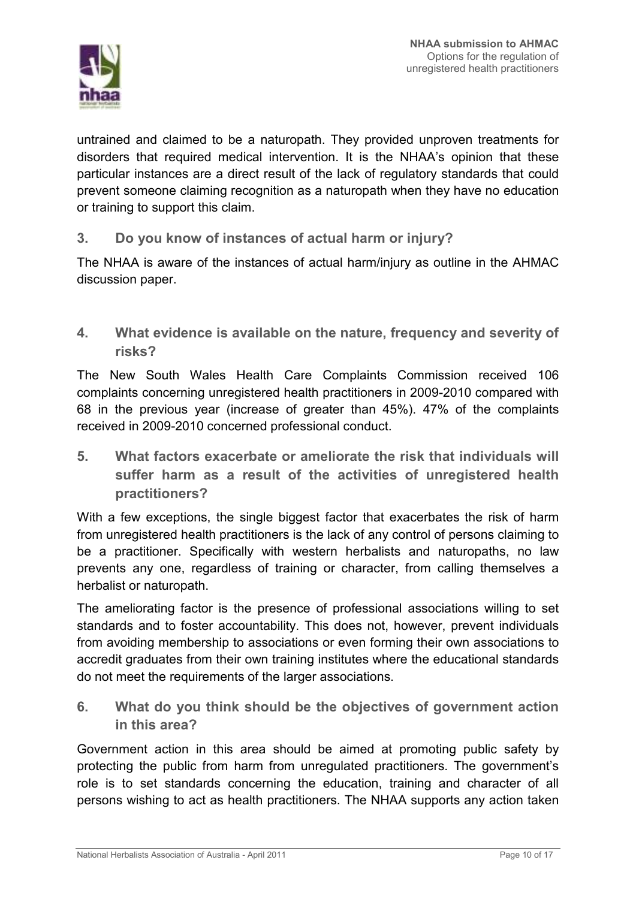untrained and claimed to be a naturopath. They provided unproven treatments for disorders that required medical intervention. It is the NHAA's opinion that these particular instances are a direct result of the lack of regulatory standards that could prevent someone claiming recognition as a naturopath when they have no education or training to support this claim.

### 3. Do you know of instances of actual harm or injury?

The NHAA is aware of the instances of actual harm/injury as outline in the AHMAC discussion paper.

### 4. What evidence is available on the nature, frequency and severity of risks?

The New South Wales Health Care Complaints Commission received 106 complaints concerning unregistered health practitioners in 2009-2010 compared with 68 in the previous year (increase of greater than 45%). 47% of the complaints received in 2009-2010 concerned professional conduct.

### 5. What factors exacerbate or ameliorate the risk that individuals will suffer harm as a result of the activities of unregistered health practitioners?

With a few exceptions, the single biggest factor that exacerbates the risk of harm from unregistered health practitioners is the lack of any control of persons claiming to be a practitioner. Specifically with western herbalists and naturopaths, no law prevents any one, regardless of training or character, from calling themselves a herbalist or naturopath.

The ameliorating factor is the presence of professional associations willing to set standards and to foster accountability. This does not, however, prevent individuals from avoiding membership to associations or even forming their own associations to accredit graduates from their own training institutes where the educational standards do not meet the requirements of the larger associations.

### 6. What do you think should be the objectives of government action in this area?

Government action in this area should be aimed at promoting public safety by protecting the public from harm from unregulated practitioners. The government's role is to set standards concerning the education, training and character of all persons wishing to act as health practitioners. The NHAA supports any action taken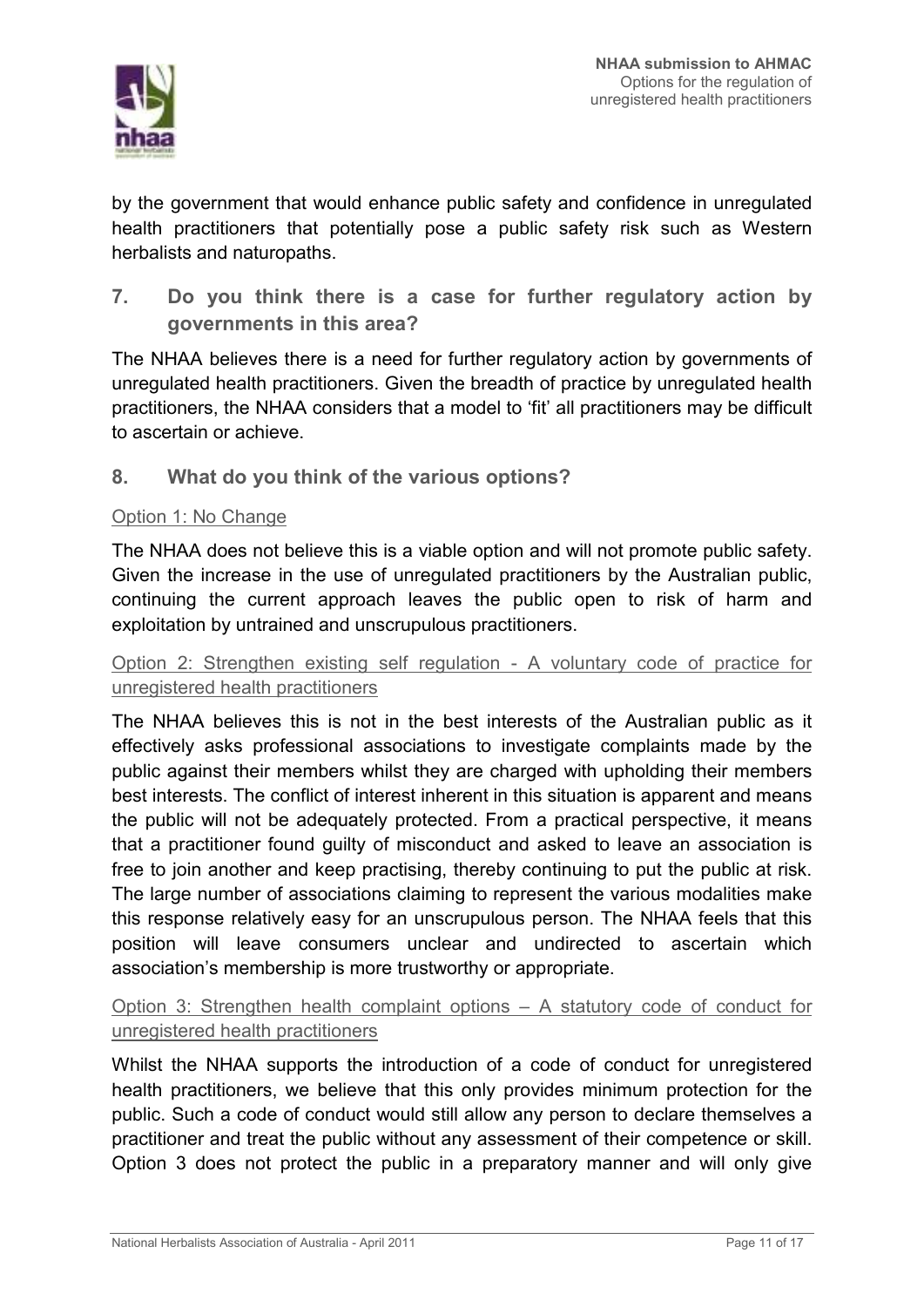by the government that would enhance public safety and confidence in unregulated health practitioners that potentially pose a public safety risk such as Western herbalists and naturopaths.

## 7. Do you think there is a case for further regulatory action by governments in this area?

The NHAA believes there is a need for further regulatory action by governments of unregulated health practitioners. Given the breadth of practice by unregulated health practitioners, the NHAA considers that a model to 'fit' all practitioners may be difficult to ascertain or achieve.

## 8. What do you think of the various options?

Option 1: No Change

The NHAA does not believe this is a viable option and will not promote public safety. Given the increase in the use of unregulated practitioners by the Australian public, continuing the current approach leaves the public open to risk of harm and exploitation by untrained and unscrupulous practitioners.

Option 2: Strengthen existing self regulation - A voluntary code of practice for unregistered health practitioners

The NHAA believes this is not in the best interests of the Australian public as it effectively asks professional associations to investigate complaints made by the public against their members whilst they are charged with upholding their members best interests. The conflict of interest inherent in this situation is apparent and means the public will not be adequately protected. From a practical perspective, it means that a practitioner found guilty of misconduct and asked to leave an association is free to join another and keep practising, thereby continuing to put the public at risk. The large number of associations claiming to represent the various modalities make this response relatively easy for an unscrupulous person. The NHAA feels that this position will leave consumers unclear and undirected to ascertain which association's membership is more trustworthy or appropriate.

Option 3: Strengthen health complaint options – A statutory code of conduct for unregistered health practitioners

Whilst the NHAA supports the introduction of a code of conduct for unregistered health practitioners, we believe that this only provides minimum protection for the public. Such a code of conduct would still allow any person to declare themselves a practitioner and treat the public without any assessment of their competence or skill. Option 3 does not protect the public in a preparatory manner and will only give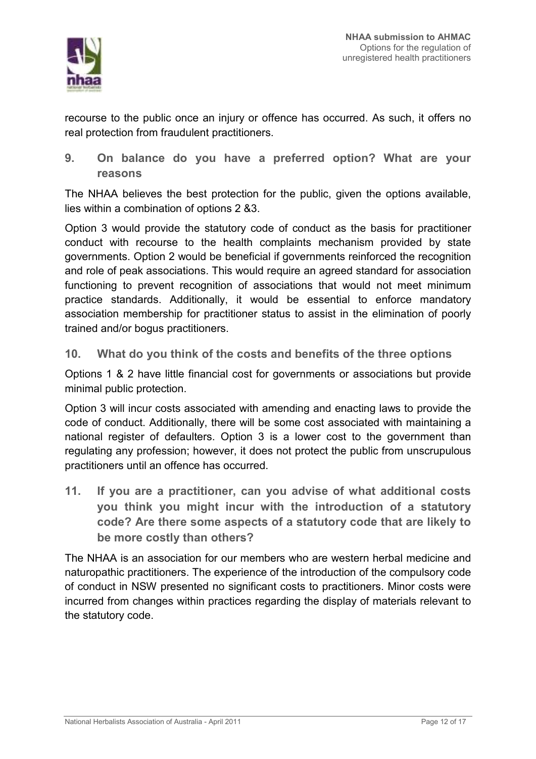recourse to the public once an injury or offence has occurred. As such, it offers no real protection from fraudulent practitioners.

## 9. On balance do you have a preferred option? What are your reasons

The NHAA believes the best protection for the public, given the options available, lies within a combination of options 2 &3.

Option 3 would provide the statutory code of conduct as the basis for practitioner conduct with recourse to the health complaints mechanism provided by state governments. Option 2 would be beneficial if governments reinforced the recognition and role of peak associations. This would require an agreed standard for association functioning to prevent recognition of associations that would not meet minimum practice standards. Additionally, it would be essential to enforce mandatory association membership for practitioner status to assist in the elimination of poorly trained and/or bogus practitioners.

## 10. What do you think of the costs and benefits of the three options

Options 1 & 2 have little financial cost for governments or associations but provide minimal public protection.

Option 3 will incur costs associated with amending and enacting laws to provide the code of conduct. Additionally, there will be some cost associated with maintaining a national register of defaulters. Option 3 is a lower cost to the government than regulating any profession; however, it does not protect the public from unscrupulous practitioners until an offence has occurred.

## 11. If you are a practitioner, can you advise of what additional costs you think you might incur with the introduction of a statutory code? Are there some aspects of a statutory code that are likely to be more costly than others?

The NHAA is an association for our members who are western herbal medicine and naturopathic practitioners. The experience of the introduction of the compulsory code of conduct in NSW presented no significant costs to practitioners. Minor costs were incurred from changes within practices regarding the display of materials relevant to the statutory code.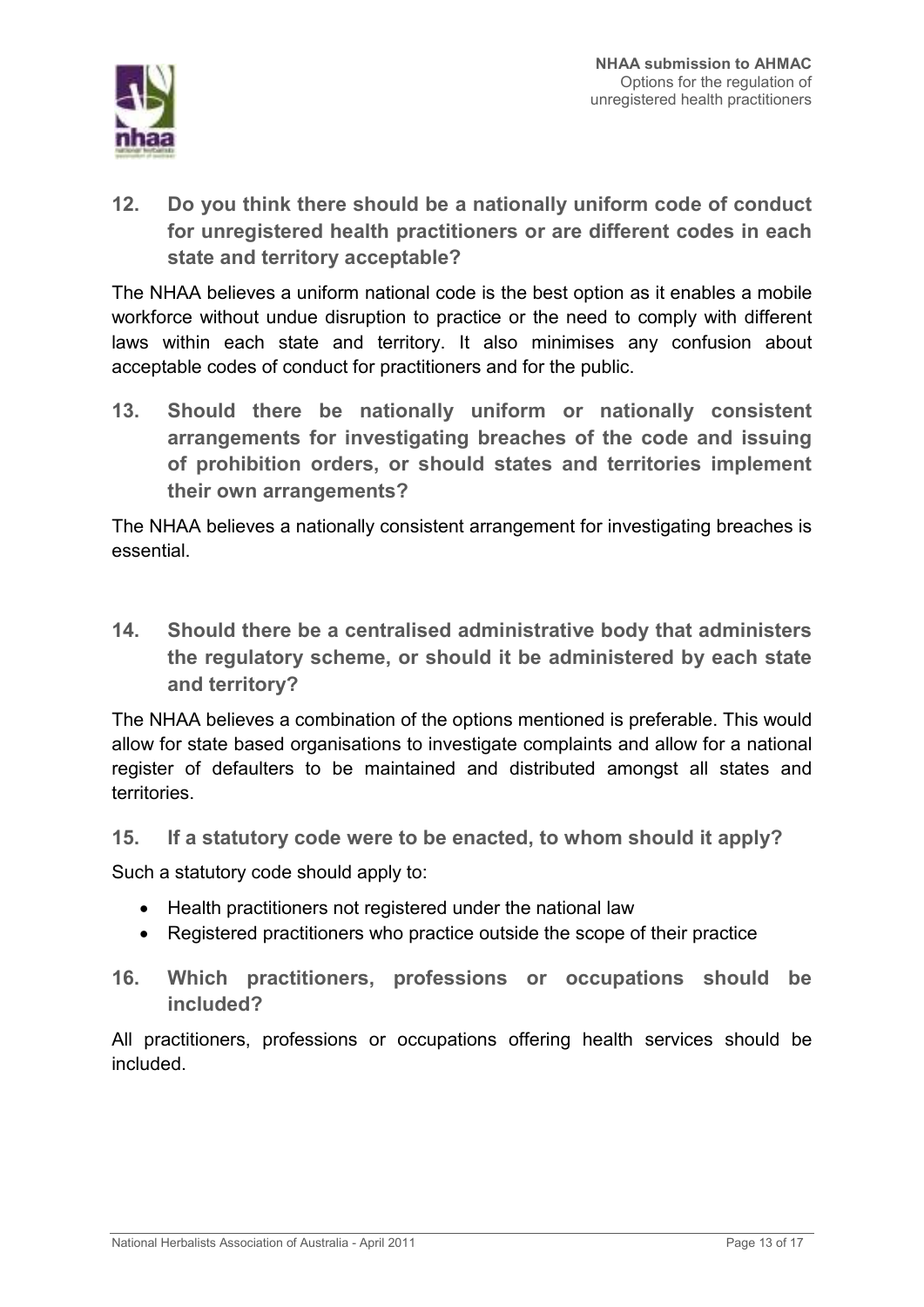**12. Do you think there should be a nationally uniform code of conduct for unregistered health practitioners or are different codes in each state and territory acceptable?**

The NHAA believes a uniform national code is the best option as it enables a mobile workforce without undue disruption to practice or the need to comply with different laws within each state and territory. It also minimises any confusion about acceptable codes of conduct for practitioners and for the public.

**13. Should there be nationally uniform or nationally consistent arrangements for investigating breaches of the code and issuing of prohibition orders, or should states and territories implement their own arrangements?**

The NHAA believes a nationally consistent arrangement for investigating breaches is essential.

**14. Should there be a centralised administrative body that administers the regulatory scheme, or should it be administered by each state and territory?**

The NHAA believes a combination of the options mentioned is preferable. This would allow for state based organisations to investigate complaints and allow for a national register of defaulters to be maintained and distributed amongst all states and territories.

**15. If a statutory code were to be enacted, to whom should it apply?**

Such a statutory code should apply to:

- Health practitioners not registered under the national law
- Registered practitioners who practice outside the scope of their practice

**16. Which practitioners, professions or occupations should be included?**

All practitioners, professions or occupations offering health services should be included.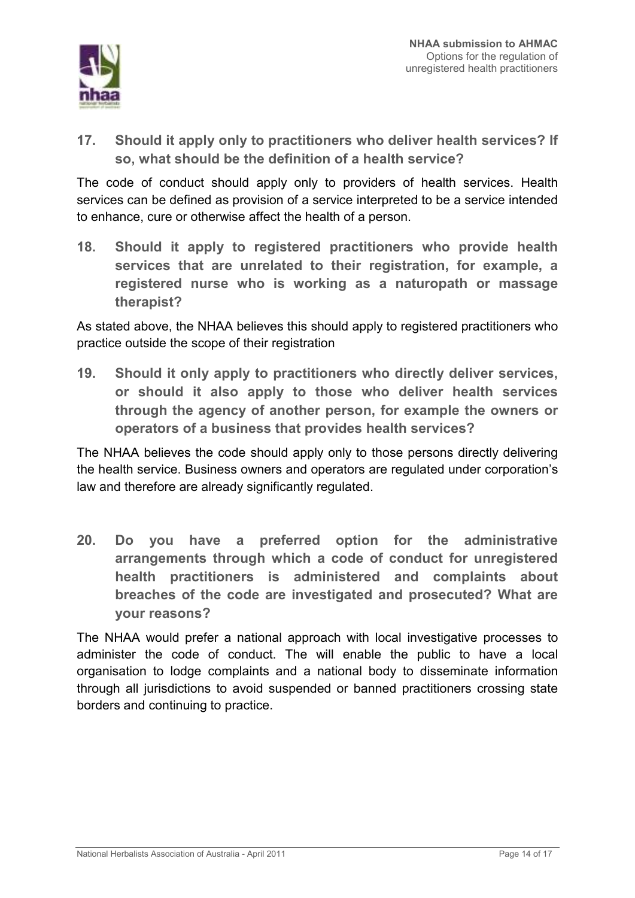**17. Should it apply only to practitioners who deliver health services? If so, what should be the definition of a health service?**

The code of conduct should apply only to providers of health services. Health services can be defined as provision of a service interpreted to be a service intended to enhance, cure or otherwise affect the health of a person.

**18. Should it apply to registered practitioners who provide health services that are unrelated to their registration, for example, a registered nurse who is working as a naturopath or massage therapist?**

As stated above, the NHAA believes this should apply to registered practitioners who practice outside the scope of their registration

**19. Should it only apply to practitioners who directly deliver services, or should it also apply to those who deliver health services through the agency of another person, for example the owners or operators of a business that provides health services?**

The NHAA believes the code should apply only to those persons directly delivering the health service. Business owners and operators are regulated under corporation's law and therefore are already significantly regulated.

**20. Do you have a preferred option for the administrative arrangements through which a code of conduct for unregistered health practitioners is administered and complaints about breaches of the code are investigated and prosecuted? What are your reasons?**

The NHAA would prefer a national approach with local investigative processes to administer the code of conduct. The will enable the public to have a local organisation to lodge complaints and a national body to disseminate information through all jurisdictions to avoid suspended or banned practitioners crossing state borders and continuing to practice.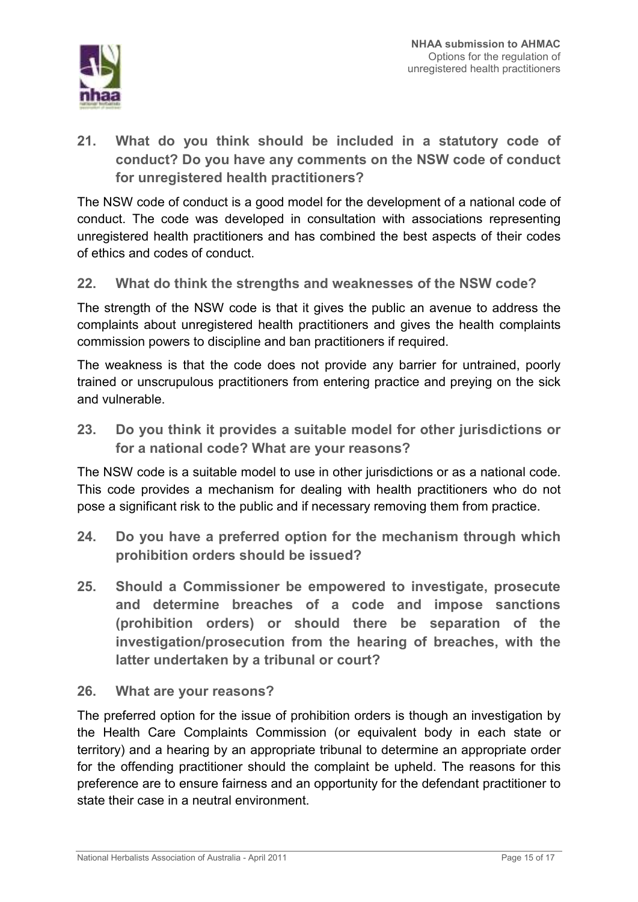## 21. What do you think should be included in a statutory code of conduct? Do you have any comments on the NSW code of conduct for unregistered health practitioners?

The NSW code of conduct is a good model for the development of a national code of conduct. The code was developed in consultation with associations representing unregistered health practitioners and has combined the best aspects of their codes of ethics and codes of conduct.

### 22. What do think the strengths and weaknesses of the NSW code?

The strength of the NSW code is that it gives the public an avenue to address the complaints about unregistered health practitioners and gives the health complaints commission powers to discipline and ban practitioners if required.

The weakness is that the code does not provide any barrier for untrained, poorly trained or unscrupulous practitioners from entering practice and preying on the sick and vulnerable.

## 23. Do you think it provides a suitable model for other jurisdictions or for a national code? What are your reasons?

The NSW code is a suitable model to use in other jurisdictions or as a national code. This code provides a mechanism for dealing with health practitioners who do not pose a significant risk to the public and if necessary removing them from practice.

## 24. Do you have a preferred option for the mechanism through which prohibition orders should be issued?

## 25. Should a Commissioner be empowered to investigate, prosecute and determine breaches of a code and impose sanctions (prohibition orders) or should there be separation of the investigation/prosecution from the hearing of breaches, with the latter undertaken by a tribunal or court?

### 26. What are your reasons?

The preferred option for the issue of prohibition orders is though an investigation by the Health Care Complaints Commission (or equivalent body in each state or territory) and a hearing by an appropriate tribunal to determine an appropriate order for the offending practitioner should the complaint be upheld. The reasons for this preference are to ensure fairness and an opportunity for the defendant practitioner to state their case in a neutral environment.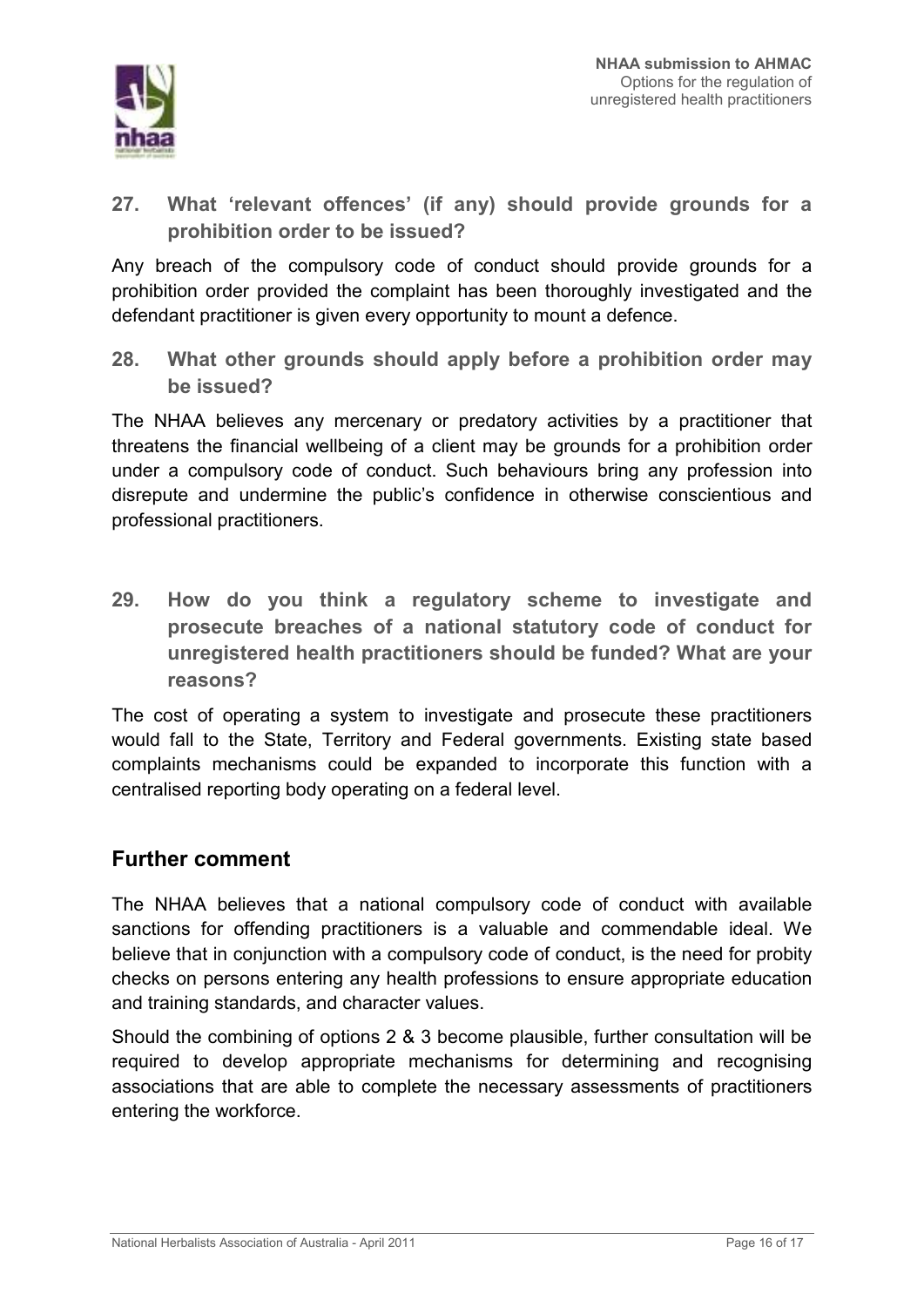**27. What 'relevant offences' (if any) should provide grounds for a prohibition order to be issued?**

Any breach of the compulsory code of conduct should provide grounds for a prohibition order provided the complaint has been thoroughly investigated and the defendant practitioner is given every opportunity to mount a defence.

**28. What other grounds should apply before a prohibition order may be issued?**

The NHAA believes any mercenary or predatory activities by a practitioner that threatens the financial wellbeing of a client may be grounds for a prohibition order under a compulsory code of conduct. Such behaviours bring any profession into disrepute and undermine the public's confidence in otherwise conscientious and professional practitioners.

**29. How do you think a regulatory scheme to investigate and prosecute breaches of a national statutory code of conduct for unregistered health practitioners should be funded? What are your reasons?**

The cost of operating a system to investigate and prosecute these practitioners would fall to the State, Territory and Federal governments. Existing state based complaints mechanisms could be expanded to incorporate this function with a centralised reporting body operating on a federal level.

## Further comment

The NHAA believes that a national compulsory code of conduct with available sanctions for offending practitioners is a valuable and commendable ideal. We believe that in conjunction with a compulsory code of conduct, is the need for probity checks on persons entering any health professions to ensure appropriate education and training standards, and character values.

Should the combining of options 2 & 3 become plausible, further consultation will be required to develop appropriate mechanisms for determining and recognising associations that are able to complete the necessary assessments of practitioners entering the workforce.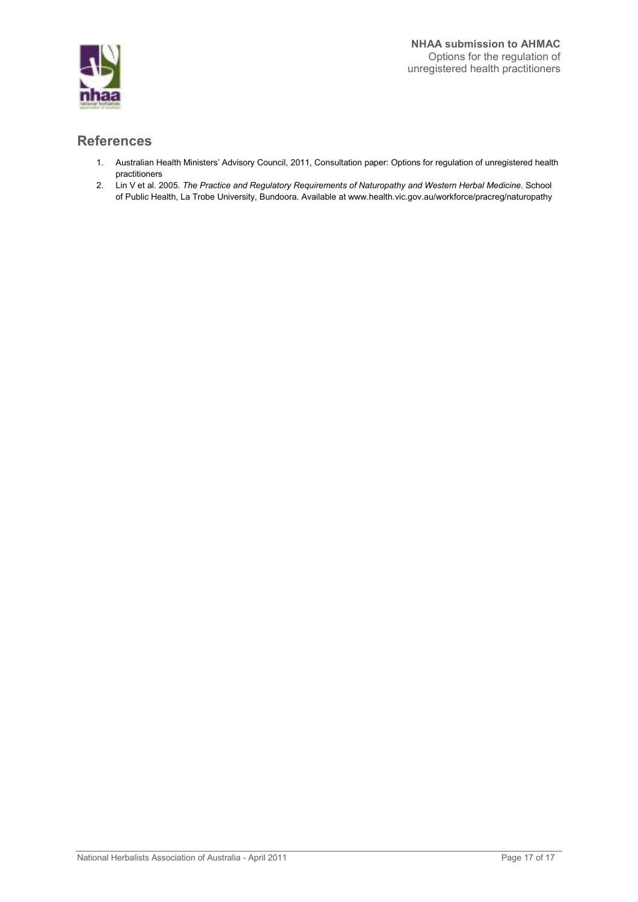## References

1. Australian Health Ministers' Advisory Council, 2011, Consultation paper: Options for regulation of unregistered health practitioners
2. Lin V et al. 2005. *The Practice and Regulatory Requirements of Naturopathy and Western Herbal Medicine*. School of Public Health, La Trobe University, Bundoora. Available at www.health.vic.gov.au/workforce/pracreg/naturopathy